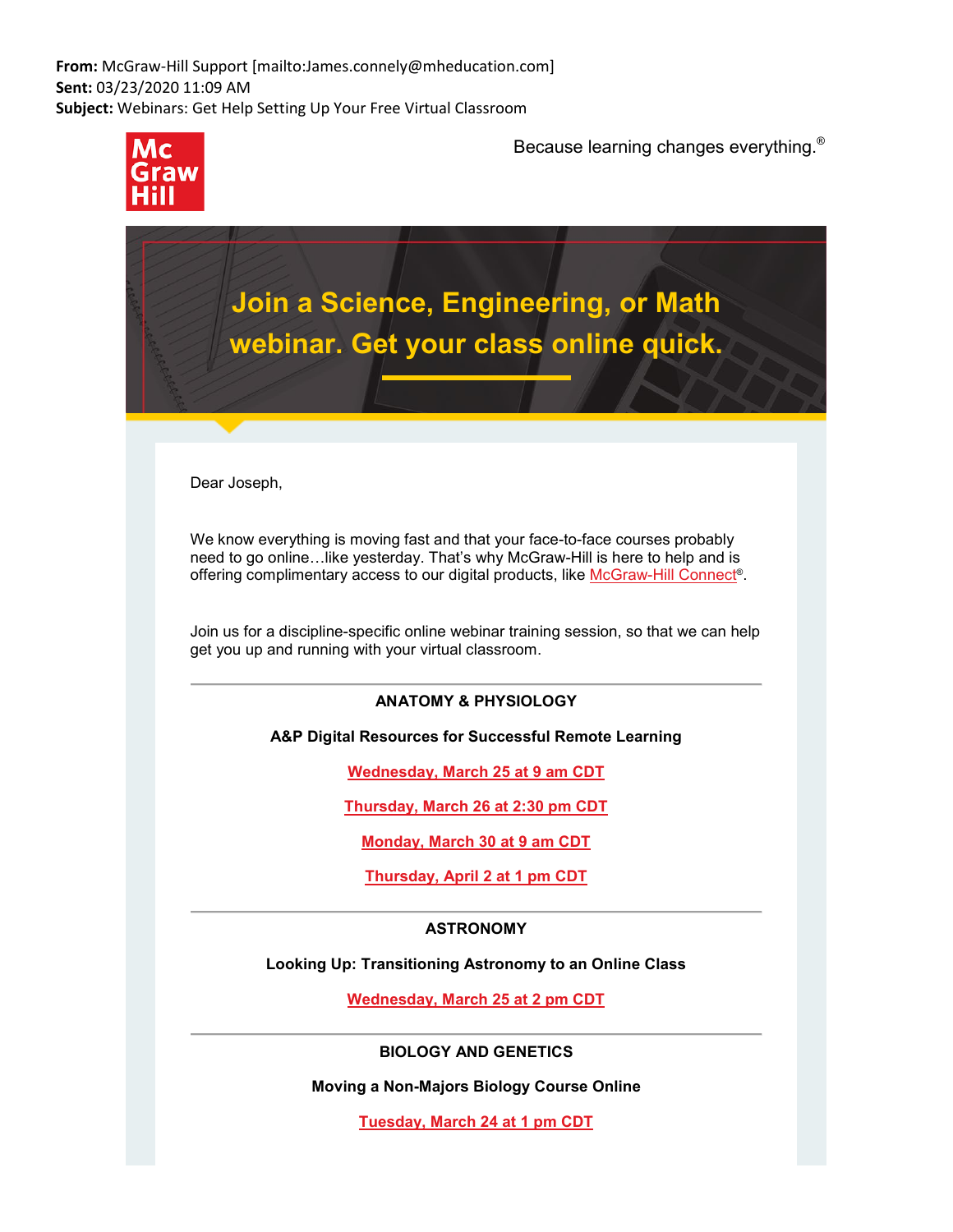**From:** McGraw-Hill Support [mailto:James.connely@mheducation.com]
**Sent:** 03/23/2020 11:09 AM
**Subject:** Webinars: Get Help Setting Up Your Free Virtual Classroom

Mc Graw Hill

Because learning changes everything.®

# Join a Science, Engineering, or Math webinar. Get your class online quick.

Dear Joseph,

We know everything is moving fast and that your face-to-face courses probably need to go online…like yesterday. That's why McGraw-Hill is here to help and is offering complimentary access to our digital products, like McGraw-Hill Connect®.

Join us for a discipline-specific online webinar training session, so that we can help get you up and running with your virtual classroom.

---

**ANATOMY & PHYSIOLOGY**

**A&P Digital Resources for Successful Remote Learning**

Wednesday, March 25 at 9 am CDT

Thursday, March 26 at 2:30 pm CDT

Monday, March 30 at 9 am CDT

Thursday, April 2 at 1 pm CDT

---

**ASTRONOMY**

**Looking Up: Transitioning Astronomy to an Online Class**

Wednesday, March 25 at 2 pm CDT

---

**BIOLOGY AND GENETICS**

**Moving a Non-Majors Biology Course Online**

Tuesday, March 24 at 1 pm CDT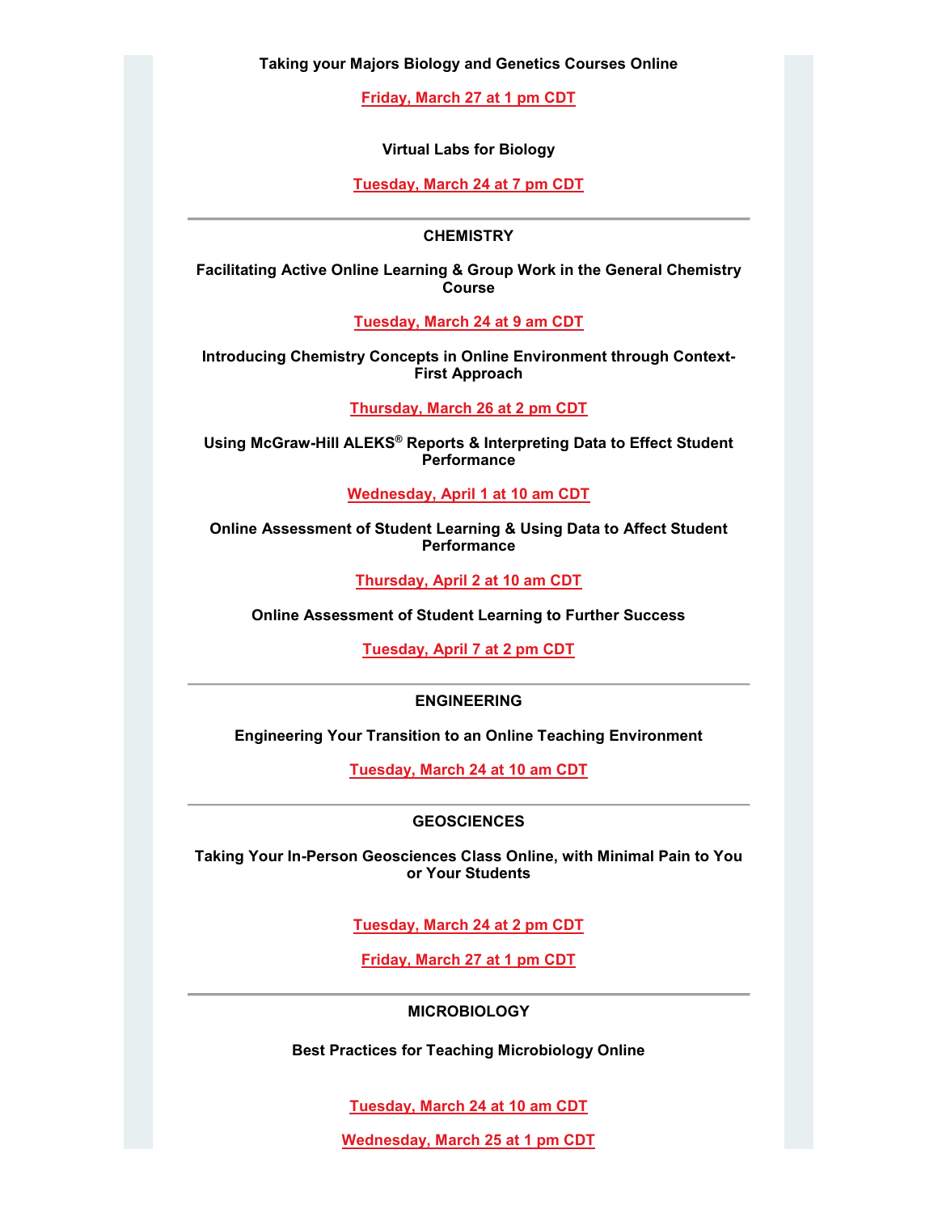**Taking your Majors Biology and Genetics Courses Online**

Friday, March 27 at 1 pm CDT

**Virtual Labs for Biology**

Tuesday, March 24 at 7 pm CDT

---

## CHEMISTRY

**Facilitating Active Online Learning & Group Work in the General Chemistry Course**

Tuesday, March 24 at 9 am CDT

**Introducing Chemistry Concepts in Online Environment through Context-First Approach**

Thursday, March 26 at 2 pm CDT

**Using McGraw-Hill ALEKS® Reports & Interpreting Data to Effect Student Performance**

Wednesday, April 1 at 10 am CDT

**Online Assessment of Student Learning & Using Data to Affect Student Performance**

Thursday, April 2 at 10 am CDT

**Online Assessment of Student Learning to Further Success**

Tuesday, April 7 at 2 pm CDT

---

## ENGINEERING

**Engineering Your Transition to an Online Teaching Environment**

Tuesday, March 24 at 10 am CDT

---

## GEOSCIENCES

**Taking Your In-Person Geosciences Class Online, with Minimal Pain to You or Your Students**

Tuesday, March 24 at 2 pm CDT

Friday, March 27 at 1 pm CDT

---

## MICROBIOLOGY

**Best Practices for Teaching Microbiology Online**

Tuesday, March 24 at 10 am CDT

Wednesday, March 25 at 1 pm CDT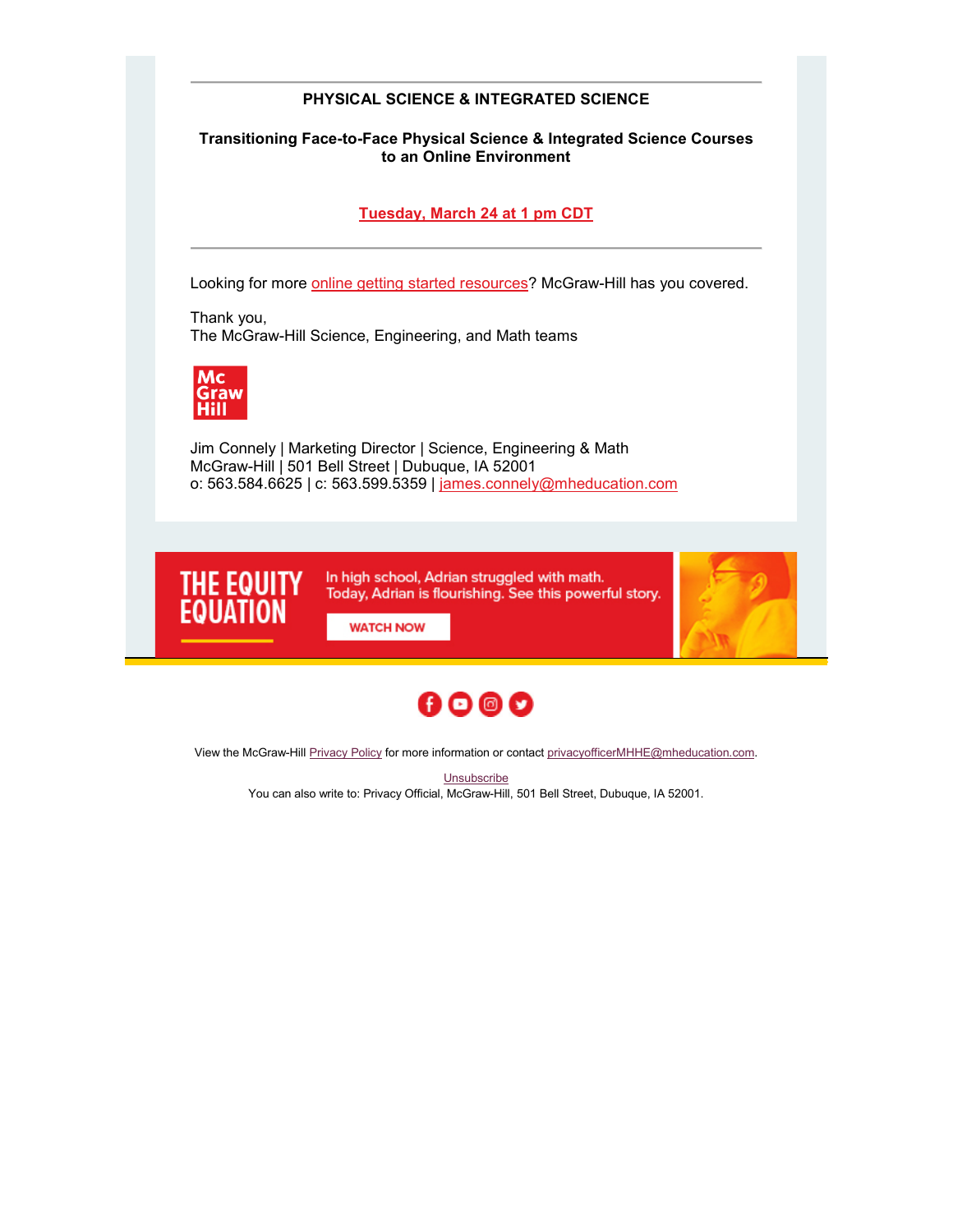---

**PHYSICAL SCIENCE & INTEGRATED SCIENCE**

**Transitioning Face-to-Face Physical Science & Integrated Science Courses to an Online Environment**

**Tuesday, March 24 at 1 pm CDT**

---

Looking for more online getting started resources? McGraw-Hill has you covered.

Thank you,
The McGraw-Hill Science, Engineering, and Math teams

Mc Graw Hill

Jim Connely | Marketing Director | Science, Engineering & Math
McGraw-Hill | 501 Bell Street | Dubuque, IA 52001
o: 563.584.6625 | c: 563.599.5359 | james.connely@mheducation.com

THE EQUITY EQUATION

In high school, Adrian struggled with math.
Today, Adrian is flourishing. See this powerful story.

WATCH NOW

View the McGraw-Hill Privacy Policy for more information or contact privacyofficerMHHE@mheducation.com.

Unsubscribe

You can also write to: Privacy Official, McGraw-Hill, 501 Bell Street, Dubuque, IA 52001.